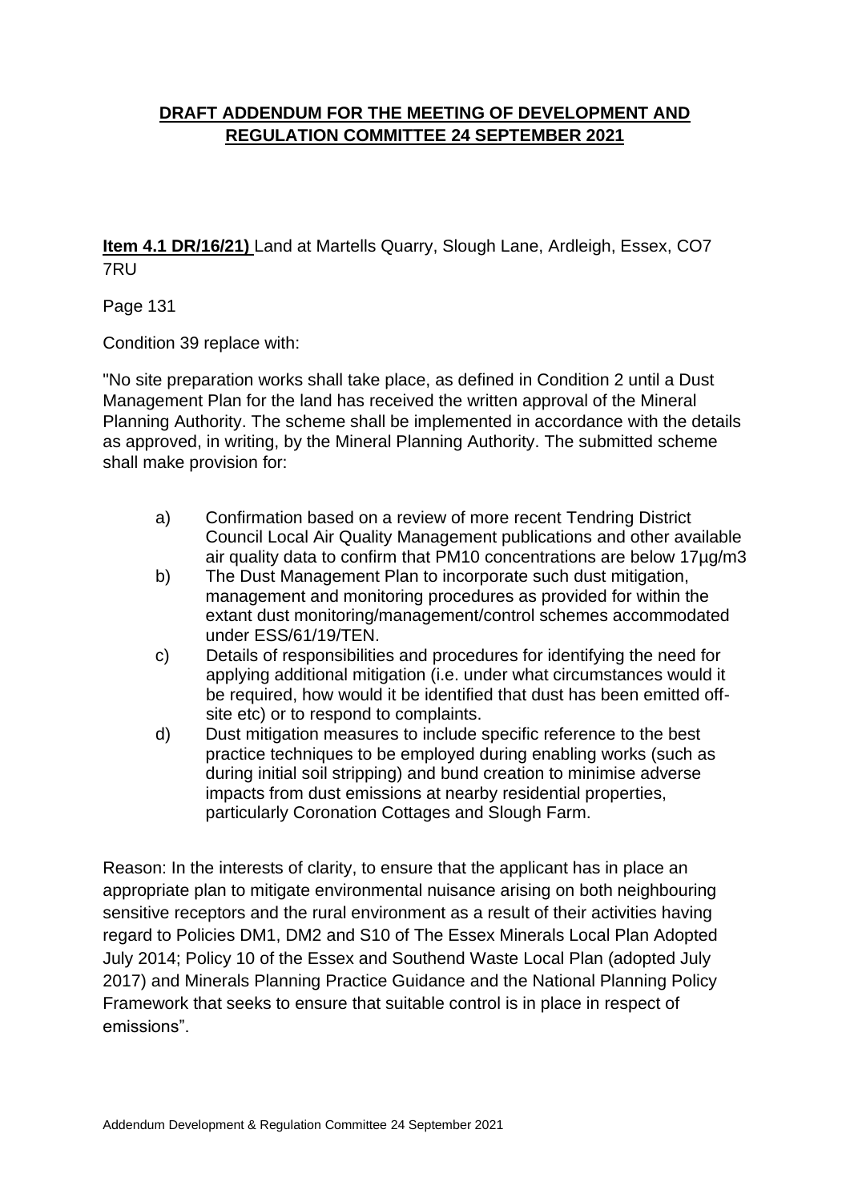# DRAFT ADDENDUM FOR THE MEETING OF DEVELOPMENT AND REGULATION COMMITTEE 24 SEPTEMBER 2021

**Item 4.1 DR/16/21)** Land at Martells Quarry, Slough Lane, Ardleigh, Essex, CO7 7RU

Page 131

Condition 39 replace with:

"No site preparation works shall take place, as defined in Condition 2 until a Dust Management Plan for the land has received the written approval of the Mineral Planning Authority. The scheme shall be implemented in accordance with the details as approved, in writing, by the Mineral Planning Authority. The submitted scheme shall make provision for:

a) Confirmation based on a review of more recent Tendring District Council Local Air Quality Management publications and other available air quality data to confirm that PM10 concentrations are below 17µg/m3
b) The Dust Management Plan to incorporate such dust mitigation, management and monitoring procedures as provided for within the extant dust monitoring/management/control schemes accommodated under ESS/61/19/TEN.
c) Details of responsibilities and procedures for identifying the need for applying additional mitigation (i.e. under what circumstances would it be required, how would it be identified that dust has been emitted off-site etc) or to respond to complaints.
d) Dust mitigation measures to include specific reference to the best practice techniques to be employed during enabling works (such as during initial soil stripping) and bund creation to minimise adverse impacts from dust emissions at nearby residential properties, particularly Coronation Cottages and Slough Farm.

Reason: In the interests of clarity, to ensure that the applicant has in place an appropriate plan to mitigate environmental nuisance arising on both neighbouring sensitive receptors and the rural environment as a result of their activities having regard to Policies DM1, DM2 and S10 of The Essex Minerals Local Plan Adopted July 2014; Policy 10 of the Essex and Southend Waste Local Plan (adopted July 2017) and Minerals Planning Practice Guidance and the National Planning Policy Framework that seeks to ensure that suitable control is in place in respect of emissions".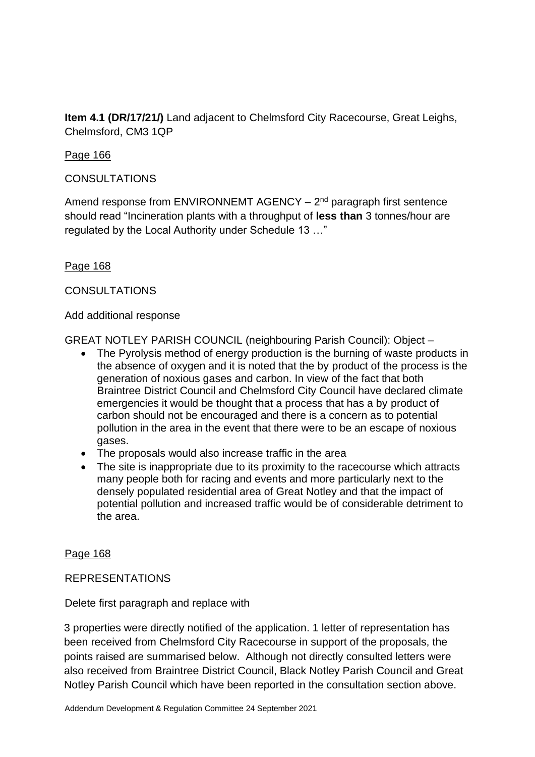**Item 4.1 (DR/17/21/)** Land adjacent to Chelmsford City Racecourse, Great Leighs, Chelmsford, CM3 1QP

Page 166

CONSULTATIONS

Amend response from ENVIRONNEMT AGENCY – 2nd paragraph first sentence should read "Incineration plants with a throughput of **less than** 3 tonnes/hour are regulated by the Local Authority under Schedule 13 …"

Page 168

CONSULTATIONS

Add additional response

GREAT NOTLEY PARISH COUNCIL (neighbouring Parish Council): Object –

- The Pyrolysis method of energy production is the burning of waste products in the absence of oxygen and it is noted that the by product of the process is the generation of noxious gases and carbon. In view of the fact that both Braintree District Council and Chelmsford City Council have declared climate emergencies it would be thought that a process that has a by product of carbon should not be encouraged and there is a concern as to potential pollution in the area in the event that there were to be an escape of noxious gases.
- The proposals would also increase traffic in the area
- The site is inappropriate due to its proximity to the racecourse which attracts many people both for racing and events and more particularly next to the densely populated residential area of Great Notley and that the impact of potential pollution and increased traffic would be of considerable detriment to the area.

Page 168

REPRESENTATIONS

Delete first paragraph and replace with

3 properties were directly notified of the application. 1 letter of representation has been received from Chelmsford City Racecourse in support of the proposals, the points raised are summarised below. Although not directly consulted letters were also received from Braintree District Council, Black Notley Parish Council and Great Notley Parish Council which have been reported in the consultation section above.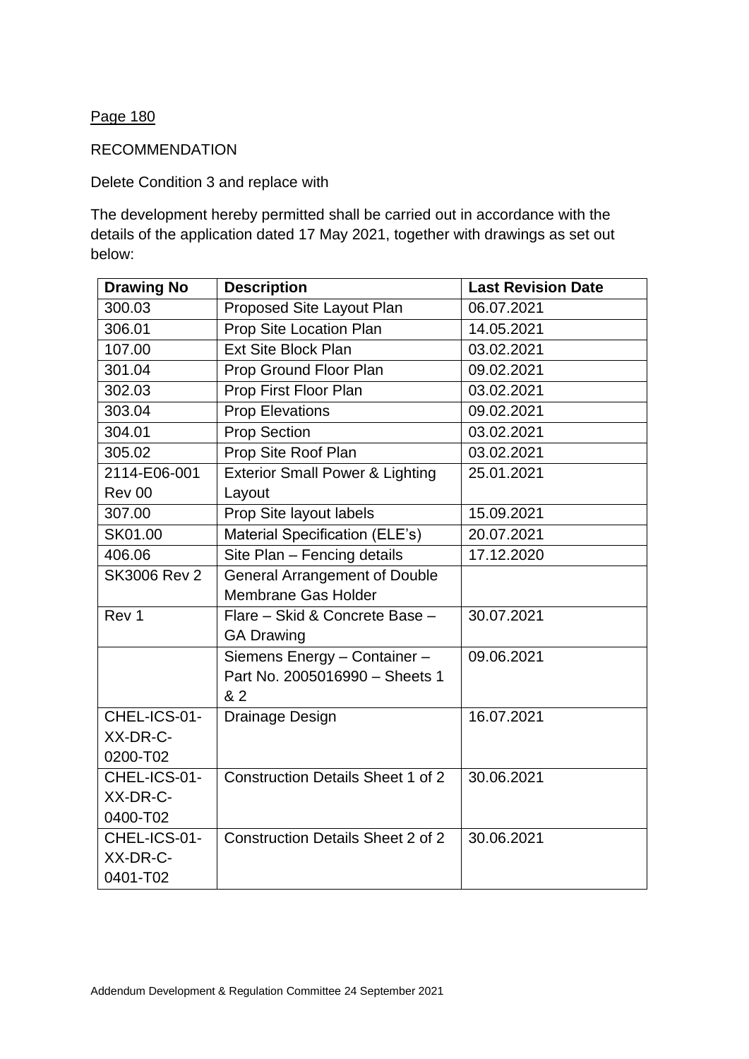Page 180

RECOMMENDATION

Delete Condition 3 and replace with

The development hereby permitted shall be carried out in accordance with the details of the application dated 17 May 2021, together with drawings as set out below:

| Drawing No | Description | Last Revision Date |
|---|---|---|
| 300.03 | Proposed Site Layout Plan | 06.07.2021 |
| 306.01 | Prop Site Location Plan | 14.05.2021 |
| 107.00 | Ext Site Block Plan | 03.02.2021 |
| 301.04 | Prop Ground Floor Plan | 09.02.2021 |
| 302.03 | Prop First Floor Plan | 03.02.2021 |
| 303.04 | Prop Elevations | 09.02.2021 |
| 304.01 | Prop Section | 03.02.2021 |
| 305.02 | Prop Site Roof Plan | 03.02.2021 |
| 2114-E06-001 Rev 00 | Exterior Small Power & Lighting Layout | 25.01.2021 |
| 307.00 | Prop Site layout labels | 15.09.2021 |
| SK01.00 | Material Specification (ELE's) | 20.07.2021 |
| 406.06 | Site Plan – Fencing details | 17.12.2020 |
| SK3006 Rev 2 | General Arrangement of Double Membrane Gas Holder | |
| Rev 1 | Flare – Skid & Concrete Base – GA Drawing | 30.07.2021 |
| | Siemens Energy – Container – Part No. 2005016990 – Sheets 1 & 2 | 09.06.2021 |
| CHEL-ICS-01-XX-DR-C-0200-T02 | Drainage Design | 16.07.2021 |
| CHEL-ICS-01-XX-DR-C-0400-T02 | Construction Details Sheet 1 of 2 | 30.06.2021 |
| CHEL-ICS-01-XX-DR-C-0401-T02 | Construction Details Sheet 2 of 2 | 30.06.2021 |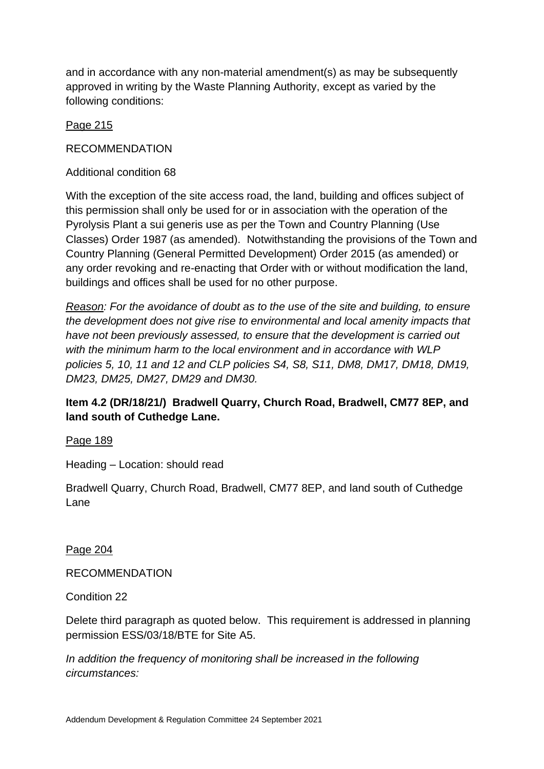and in accordance with any non-material amendment(s) as may be subsequently approved in writing by the Waste Planning Authority, except as varied by the following conditions:

Page 215

RECOMMENDATION

Additional condition 68

With the exception of the site access road, the land, building and offices subject of this permission shall only be used for or in association with the operation of the Pyrolysis Plant a sui generis use as per the Town and Country Planning (Use Classes) Order 1987 (as amended). Notwithstanding the provisions of the Town and Country Planning (General Permitted Development) Order 2015 (as amended) or any order revoking and re-enacting that Order with or without modification the land, buildings and offices shall be used for no other purpose.

*Reason: For the avoidance of doubt as to the use of the site and building, to ensure the development does not give rise to environmental and local amenity impacts that have not been previously assessed, to ensure that the development is carried out with the minimum harm to the local environment and in accordance with WLP policies 5, 10, 11 and 12 and CLP policies S4, S8, S11, DM8, DM17, DM18, DM19, DM23, DM25, DM27, DM29 and DM30.*

**Item 4.2 (DR/18/21/) Bradwell Quarry, Church Road, Bradwell, CM77 8EP, and land south of Cuthedge Lane.**

Page 189

Heading – Location: should read

Bradwell Quarry, Church Road, Bradwell, CM77 8EP, and land south of Cuthedge Lane

Page 204

RECOMMENDATION

Condition 22

Delete third paragraph as quoted below. This requirement is addressed in planning permission ESS/03/18/BTE for Site A5.

*In addition the frequency of monitoring shall be increased in the following circumstances:*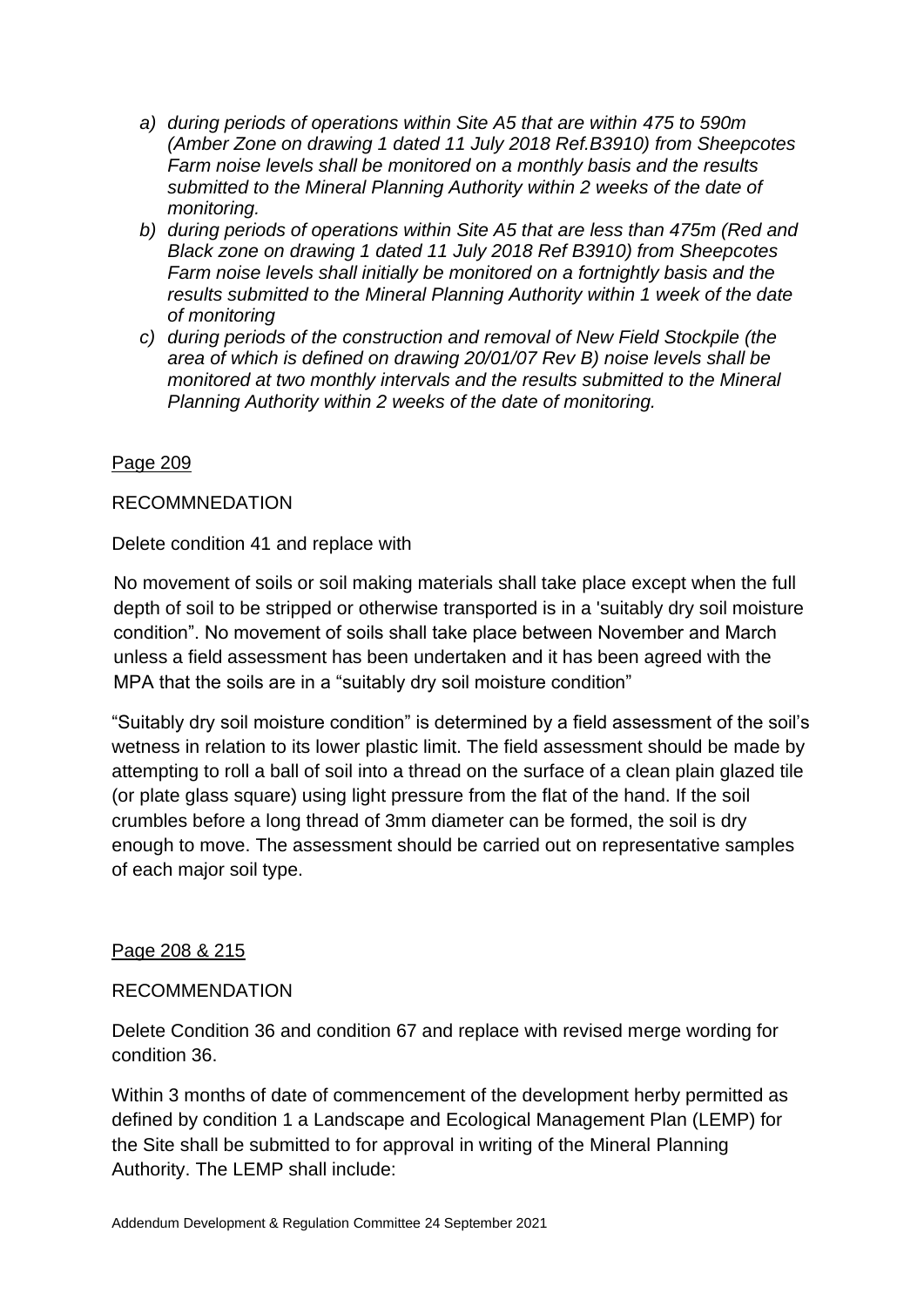*a) during periods of operations within Site A5 that are within 475 to 590m (Amber Zone on drawing 1 dated 11 July 2018 Ref.B3910) from Sheepcotes Farm noise levels shall be monitored on a monthly basis and the results submitted to the Mineral Planning Authority within 2 weeks of the date of monitoring.*

*b) during periods of operations within Site A5 that are less than 475m (Red and Black zone on drawing 1 dated 11 July 2018 Ref B3910) from Sheepcotes Farm noise levels shall initially be monitored on a fortnightly basis and the results submitted to the Mineral Planning Authority within 1 week of the date of monitoring*

*c) during periods of the construction and removal of New Field Stockpile (the area of which is defined on drawing 20/01/07 Rev B) noise levels shall be monitored at two monthly intervals and the results submitted to the Mineral Planning Authority within 2 weeks of the date of monitoring.*

<u>Page 209</u>

RECOMMNEDATION

Delete condition 41 and replace with

No movement of soils or soil making materials shall take place except when the full depth of soil to be stripped or otherwise transported is in a 'suitably dry soil moisture condition". No movement of soils shall take place between November and March unless a field assessment has been undertaken and it has been agreed with the MPA that the soils are in a "suitably dry soil moisture condition"

"Suitably dry soil moisture condition" is determined by a field assessment of the soil's wetness in relation to its lower plastic limit. The field assessment should be made by attempting to roll a ball of soil into a thread on the surface of a clean plain glazed tile (or plate glass square) using light pressure from the flat of the hand. If the soil crumbles before a long thread of 3mm diameter can be formed, the soil is dry enough to move. The assessment should be carried out on representative samples of each major soil type.

<u>Page 208 & 215</u>

RECOMMENDATION

Delete Condition 36 and condition 67 and replace with revised merge wording for condition 36.

Within 3 months of date of commencement of the development herby permitted as defined by condition 1 a Landscape and Ecological Management Plan (LEMP) for the Site shall be submitted to for approval in writing of the Mineral Planning Authority. The LEMP shall include: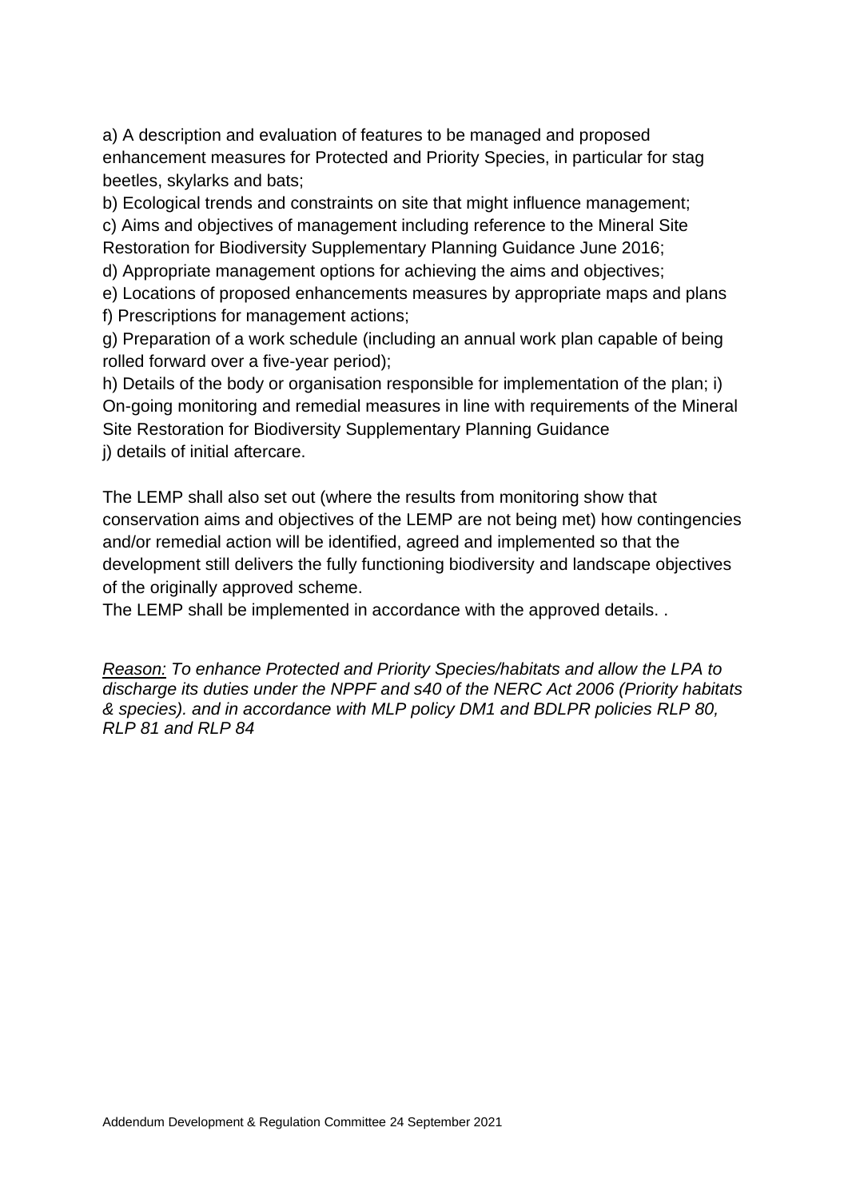a) A description and evaluation of features to be managed and proposed enhancement measures for Protected and Priority Species, in particular for stag beetles, skylarks and bats;
b) Ecological trends and constraints on site that might influence management;
c) Aims and objectives of management including reference to the Mineral Site Restoration for Biodiversity Supplementary Planning Guidance June 2016;
d) Appropriate management options for achieving the aims and objectives;
e) Locations of proposed enhancements measures by appropriate maps and plans
f) Prescriptions for management actions;
g) Preparation of a work schedule (including an annual work plan capable of being rolled forward over a five-year period);
h) Details of the body or organisation responsible for implementation of the plan; i) On-going monitoring and remedial measures in line with requirements of the Mineral Site Restoration for Biodiversity Supplementary Planning Guidance
j) details of initial aftercare.

The LEMP shall also set out (where the results from monitoring show that conservation aims and objectives of the LEMP are not being met) how contingencies and/or remedial action will be identified, agreed and implemented so that the development still delivers the fully functioning biodiversity and landscape objectives of the originally approved scheme.
The LEMP shall be implemented in accordance with the approved details. .

*Reason: To enhance Protected and Priority Species/habitats and allow the LPA to discharge its duties under the NPPF and s40 of the NERC Act 2006 (Priority habitats & species). and in accordance with MLP policy DM1 and BDLPR policies RLP 80, RLP 81 and RLP 84*